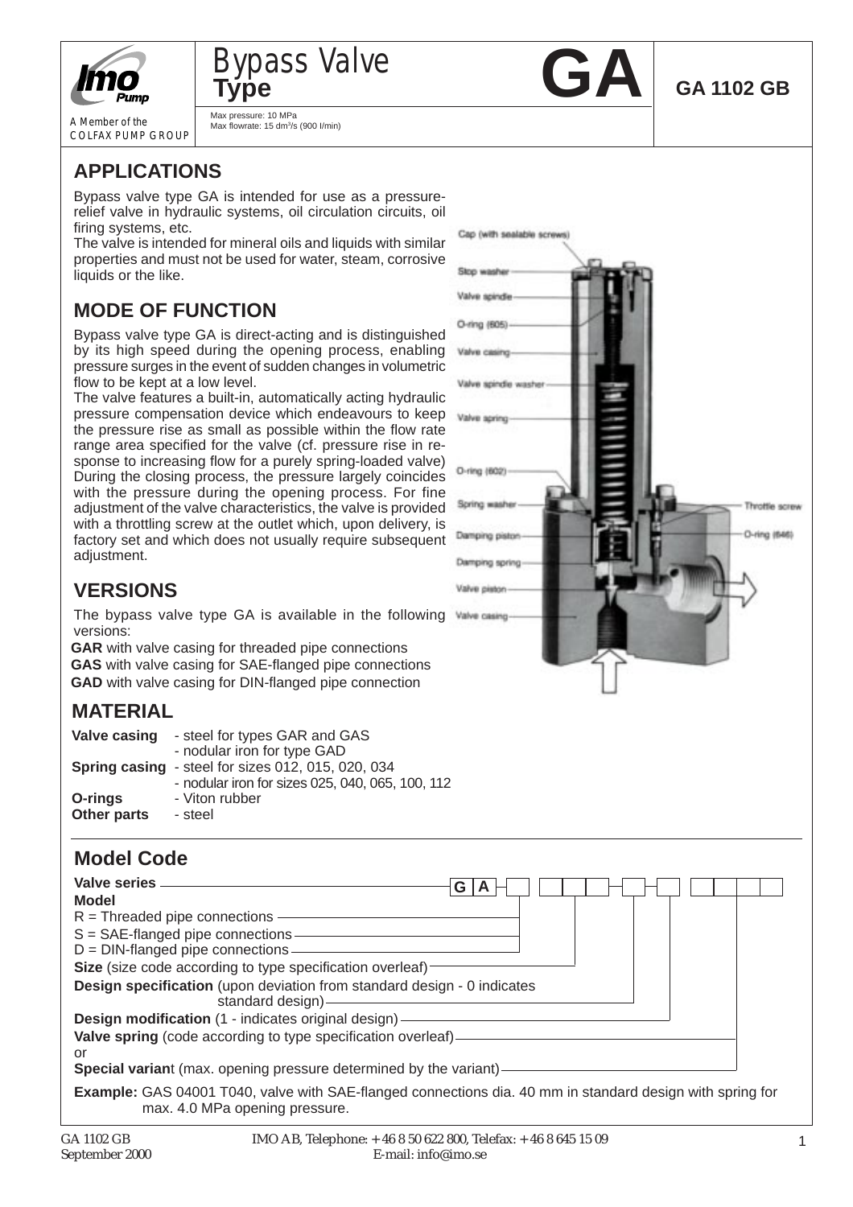# Bypass Valve Type GA

**GA 1102 GB**

Max pressure: 10 MPa
Max flowrate: 15 dm³/s (900 l/min)

## APPLICATIONS

Bypass valve type GA is intended for use as a pressure-relief valve in hydraulic systems, oil circulation circuits, oil firing systems, etc.
The valve is intended for mineral oils and liquids with similar properties and must not be used for water, steam, corrosive liquids or the like.

## MODE OF FUNCTION

Bypass valve type GA is direct-acting and is distinguished by its high speed during the opening process, enabling pressure surges in the event of sudden changes in volumetric flow to be kept at a low level.
The valve features a built-in, automatically acting hydraulic pressure compensation device which endeavours to keep the pressure rise as small as possible within the flow rate range area specified for the valve (cf. pressure rise in response to increasing flow for a purely spring-loaded valve) During the closing process, the pressure largely coincides with the pressure during the opening process. For fine adjustment of the valve characteristics, the valve is provided with a throttling screw at the outlet which, upon delivery, is factory set and which does not usually require subsequent adjustment.

Cap (with sealable screws)
Stop washer
Valve spindle
O-ring (605)
Valve casing
Valve spindle washer
Valve spring
O-ring (602)
Spring washer
Damping piston
Damping spring
Valve piston
Valve casing
Throttle screw
O-ring (646)

## VERSIONS

The bypass valve type GA is available in the following versions:

**GAR** with valve casing for threaded pipe connections
**GAS** with valve casing for SAE-flanged pipe connections
**GAD** with valve casing for DIN-flanged pipe connection

## MATERIAL

| | |
|---|---|
| **Valve casing** | - steel for types GAR and GAS<br>- nodular iron for type GAD |
| **Spring casing** | - steel for sizes 012, 015, 020, 034<br>- nodular iron for sizes 025, 040, 065, 100, 112 |
| **O-rings** | - Viton rubber |
| **Other parts** | - steel |

## Model Code

G A _ | _ _ _ | _ | _ | _ _ _ _

**Valve series**
**Model**
R = Threaded pipe connections
S = SAE-flanged pipe connections
D = DIN-flanged pipe connections
**Size** (size code according to type specification overleaf)
**Design specification** (upon deviation from standard design - 0 indicates standard design)
**Design modification** (1 - indicates original design)
**Valve spring** (code according to type specification overleaf)
or
**Special variant** (max. opening pressure determined by the variant)

**Example:** GAS 04001 T040, valve with SAE-flanged connections dia. 40 mm in standard design with spring for max. 4.0 MPa opening pressure.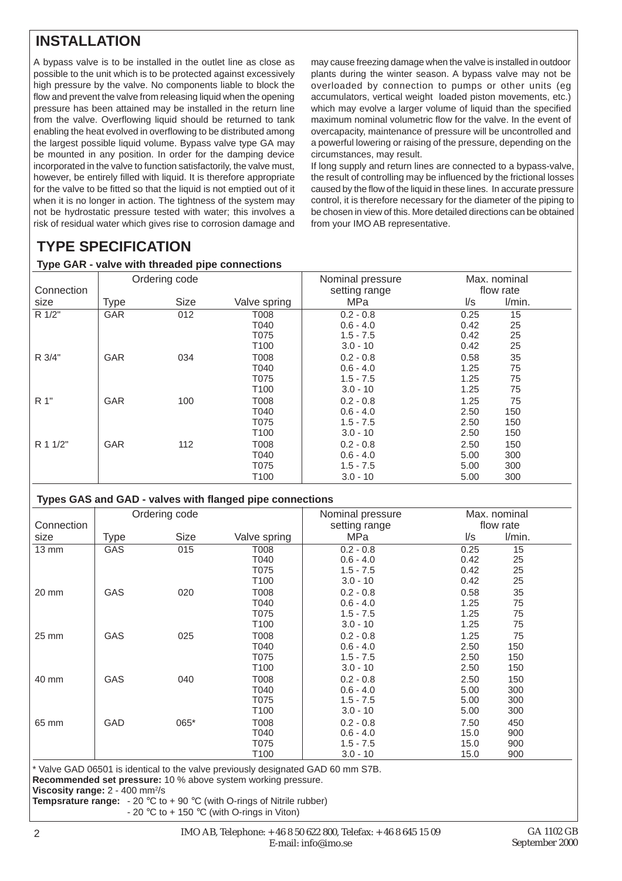## INSTALLATION

A bypass valve is to be installed in the outlet line as close as possible to the unit which is to be protected against excessively high pressure by the valve. No components liable to block the flow and prevent the valve from releasing liquid when the opening pressure has been attained may be installed in the return line from the valve. Overflowing liquid should be returned to tank enabling the heat evolved in overflowing to be distributed among the largest possible liquid volume. Bypass valve type GA may be mounted in any position. In order for the damping device incorporated in the valve to function satisfactorily, the valve must, however, be entirely filled with liquid. It is therefore appropriate for the valve to be fitted so that the liquid is not emptied out of it when it is no longer in action. The tightness of the system may not be hydrostatic pressure tested with water; this involves a risk of residual water which gives rise to corrosion damage and may cause freezing damage when the valve is installed in outdoor plants during the winter season. A bypass valve may not be overloaded by connection to pumps or other units (eg accumulators, vertical weight loaded piston movements, etc.) which may evolve a larger volume of liquid than the specified maximum nominal volumetric flow for the valve. In the event of overcapacity, maintenance of pressure will be uncontrolled and a powerful lowering or raising of the pressure, depending on the circumstances, may result.

If long supply and return lines are connected to a bypass-valve, the result of controlling may be influenced by the frictional losses caused by the flow of the liquid in these lines. In accurate pressure control, it is therefore necessary for the diameter of the piping to be chosen in view of this. More detailed directions can be obtained from your IMO AB representative.

## TYPE SPECIFICATION

**Type GAR - valve with threaded pipe connections**

| Connection size | Ordering code Type | Size | Valve spring | Nominal pressure setting range MPa | Max. nominal flow rate l/s | l/min. |
|---|---|---|---|---|---|---|
| R 1/2" | GAR | 012 | T008 | 0.2 - 0.8 | 0.25 | 15 |
| | | | T040 | 0.6 - 4.0 | 0.42 | 25 |
| | | | T075 | 1.5 - 7.5 | 0.42 | 25 |
| | | | T100 | 3.0 - 10 | 0.42 | 25 |
| R 3/4" | GAR | 034 | T008 | 0.2 - 0.8 | 0.58 | 35 |
| | | | T040 | 0.6 - 4.0 | 1.25 | 75 |
| | | | T075 | 1.5 - 7.5 | 1.25 | 75 |
| | | | T100 | 3.0 - 10 | 1.25 | 75 |
| R 1" | GAR | 100 | T008 | 0.2 - 0.8 | 1.25 | 75 |
| | | | T040 | 0.6 - 4.0 | 2.50 | 150 |
| | | | T075 | 1.5 - 7.5 | 2.50 | 150 |
| | | | T100 | 3.0 - 10 | 2.50 | 150 |
| R 1 1/2" | GAR | 112 | T008 | 0.2 - 0.8 | 2.50 | 150 |
| | | | T040 | 0.6 - 4.0 | 5.00 | 300 |
| | | | T075 | 1.5 - 7.5 | 5.00 | 300 |
| | | | T100 | 3.0 - 10 | 5.00 | 300 |

**Types GAS and GAD - valves with flanged pipe connections**

| Connection size | Ordering code Type | Size | Valve spring | Nominal pressure setting range MPa | Max. nominal flow rate l/s | l/min. |
|---|---|---|---|---|---|---|
| 13 mm | GAS | 015 | T008 | 0.2 - 0.8 | 0.25 | 15 |
| | | | T040 | 0.6 - 4.0 | 0.42 | 25 |
| | | | T075 | 1.5 - 7.5 | 0.42 | 25 |
| | | | T100 | 3.0 - 10 | 0.42 | 25 |
| 20 mm | GAS | 020 | T008 | 0.2 - 0.8 | 0.58 | 35 |
| | | | T040 | 0.6 - 4.0 | 1.25 | 75 |
| | | | T075 | 1.5 - 7.5 | 1.25 | 75 |
| | | | T100 | 3.0 - 10 | 1.25 | 75 |
| 25 mm | GAS | 025 | T008 | 0.2 - 0.8 | 1.25 | 75 |
| | | | T040 | 0.6 - 4.0 | 2.50 | 150 |
| | | | T075 | 1.5 - 7.5 | 2.50 | 150 |
| | | | T100 | 3.0 - 10 | 2.50 | 150 |
| 40 mm | GAS | 040 | T008 | 0.2 - 0.8 | 2.50 | 150 |
| | | | T040 | 0.6 - 4.0 | 5.00 | 300 |
| | | | T075 | 1.5 - 7.5 | 5.00 | 300 |
| | | | T100 | 3.0 - 10 | 5.00 | 300 |
| 65 mm | GAD | 065* | T008 | 0.2 - 0.8 | 7.50 | 450 |
| | | | T040 | 0.6 - 4.0 | 15.0 | 900 |
| | | | T075 | 1.5 - 7.5 | 15.0 | 900 |
| | | | T100 | 3.0 - 10 | 15.0 | 900 |

* Valve GAD 06501 is identical to the valve previously designated GAD 60 mm S7B.

**Recommended set pressure:** 10 % above system working pressure.

**Viscosity range:** 2 - 400 $mm^2/s$

**Tempsrature range:** - 20 °C to + 90 °C (with O-rings of Nitrile rubber)
- 20 °C to + 150 °C (with O-rings in Viton)

IMO AB, Telephone: +46 8 50 622 800, Telefax: +46 8 645 15 09
E-mail: info@imo.se

GA 1102 GB
September 2000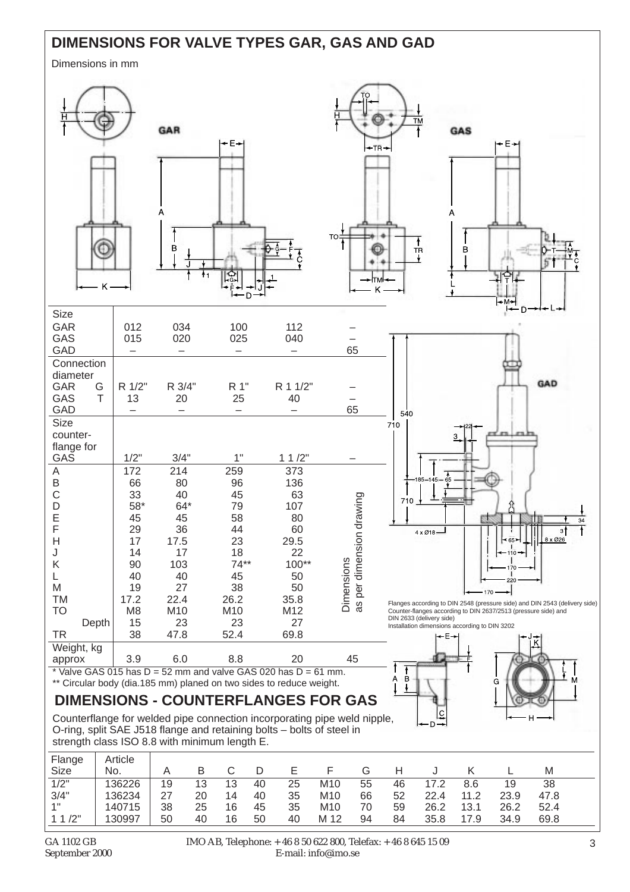# DIMENSIONS FOR VALVE TYPES GAR, GAS AND GAD

Dimensions in mm

| Size | | | | | |
|---|---|---|---|---|---|
| GAR | 012 | 034 | 100 | 112 | – |
| GAS | 015 | 020 | 025 | 040 | – |
| GAD | – | – | – | – | 65 |
| **Connection diameter** | | | | | |
| GAR G | R 1/2" | R 3/4" | R 1" | R 1 1/2" | – |
| GAS T | 13 | 20 | 25 | 40 | – |
| GAD | – | – | – | – | 65 |
| **Size counter-flange for GAS** | 1/2" | 3/4" | 1" | 1 1 /2" | – |
| A | 172 | 214 | 259 | 373 | Dimensions as per dimension drawing |
| B | 66 | 80 | 96 | 136 | |
| C | 33 | 40 | 45 | 63 | |
| D | 58* | 64* | 79 | 107 | |
| E | 45 | 45 | 58 | 80 | |
| F | 29 | 36 | 44 | 60 | |
| H | 17 | 17.5 | 23 | 29.5 | |
| J | 14 | 17 | 18 | 22 | |
| K | 90 | 103 | 74** | 100** | |
| L | 40 | 40 | 45 | 50 | |
| M | 19 | 27 | 38 | 50 | |
| TM | 17.2 | 22.4 | 26.2 | 35.8 | |
| TO | M8 | M10 | M10 | M12 | |
| Depth | 15 | 23 | 23 | 27 | |
| TR | 38 | 47.8 | 52.4 | 69.8 | |
| Weight, kg approx | 3.9 | 6.0 | 8.8 | 20 | 45 |

\* Valve GAS 015 has D = 52 mm and valve GAS 020 has D = 61 mm.
\*\* Circular body (dia.185 mm) planed on two sides to reduce weight.

Flanges according to DIN 2548 (pressure side) and DIN 2543 (delivery side)
Counter-flanges according to DIN 2637/2513 (pressure side) and DIN 2633 (delivery side)
Installation dimensions according to DIN 3202

## DIMENSIONS - COUNTERFLANGES FOR GAS

Counterflange for welded pipe connection incorporating pipe weld nipple, O-ring, split SAE J518 flange and retaining bolts – bolts of steel in strength class ISO 8.8 with minimum length E.

| Flange Size | Article No. | A | B | C | D | E | F | G | H | J | K | L | M |
|---|---|---|---|---|---|---|---|---|---|---|---|---|---|
| 1/2" | 136226 | 19 | 13 | 13 | 40 | 25 | M10 | 55 | 46 | 17.2 | 8.6 | 19 | 38 |
| 3/4" | 136234 | 27 | 20 | 14 | 40 | 35 | M10 | 66 | 52 | 22.4 | 11.2 | 23.9 | 47.8 |
| 1" | 140715 | 38 | 25 | 16 | 45 | 35 | M10 | 70 | 59 | 26.2 | 13.1 | 26.2 | 52.4 |
| 1 1 /2" | 130997 | 50 | 40 | 16 | 50 | 40 | M 12 | 94 | 84 | 35.8 | 17.9 | 34.9 | 69.8 |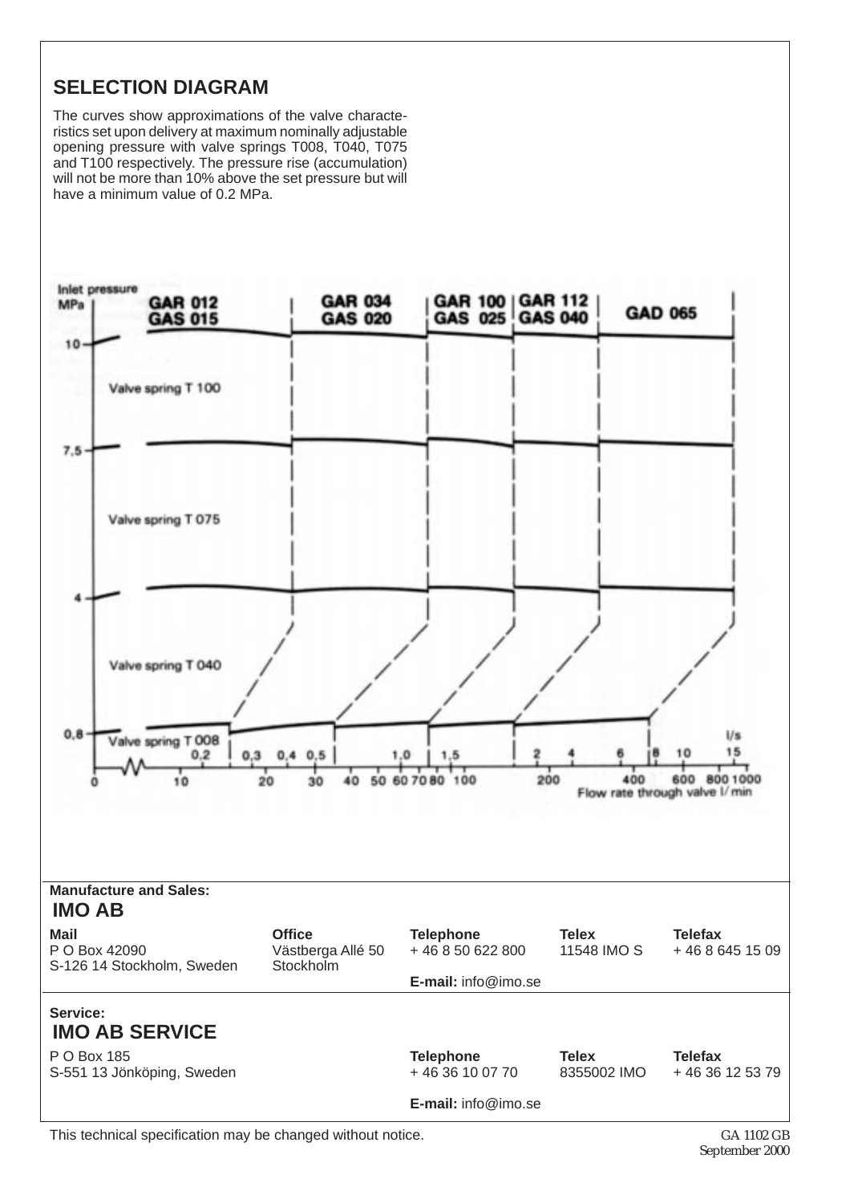## SELECTION DIAGRAM

The curves show approximations of the valve characteristics set upon delivery at maximum nominally adjustable opening pressure with valve springs T008, T040, T075 and T100 respectively. The pressure rise (accumulation) will not be more than 10% above the set pressure but will have a minimum value of 0.2 MPa.

Inlet pressure MPa

GAR 012 GAS 015

GAR 034 GAS 020

GAR 100 GAS 025

GAR 112 GAS 040

GAD 065

10

Valve spring T 100

7,5

Valve spring T 075

4

Valve spring T 040

0,8

Valve spring T 008

0,2 0,3 0,4 0,5 1,0 1,5 2 4 6 8 10 15 l/s

0 10 20 30 40 50 60 70 80 100 200 400 600 800 1000

Flow rate through valve l/min

**Manufacture and Sales:**
### IMO AB

| Mail | Office | Telephone | Telex | Telefax |
|---|---|---|---|---|
| P O Box 42090<br>S-126 14 Stockholm, Sweden | Västberga Allé 50<br>Stockholm | + 46 8 50 622 800<br><br>**E-mail:** info@imo.se | 11548 IMO S | + 46 8 645 15 09 |

**Service:**
### IMO AB SERVICE

| | Telephone | Telex | Telefax |
|---|---|---|---|
| P O Box 185<br>S-551 13 Jönköping, Sweden | + 46 36 10 07 70<br><br>**E-mail:** info@imo.se | 8355002 IMO | + 46 36 12 53 79 |

This technical specification may be changed without notice.

GA 1102 GB
September 2000